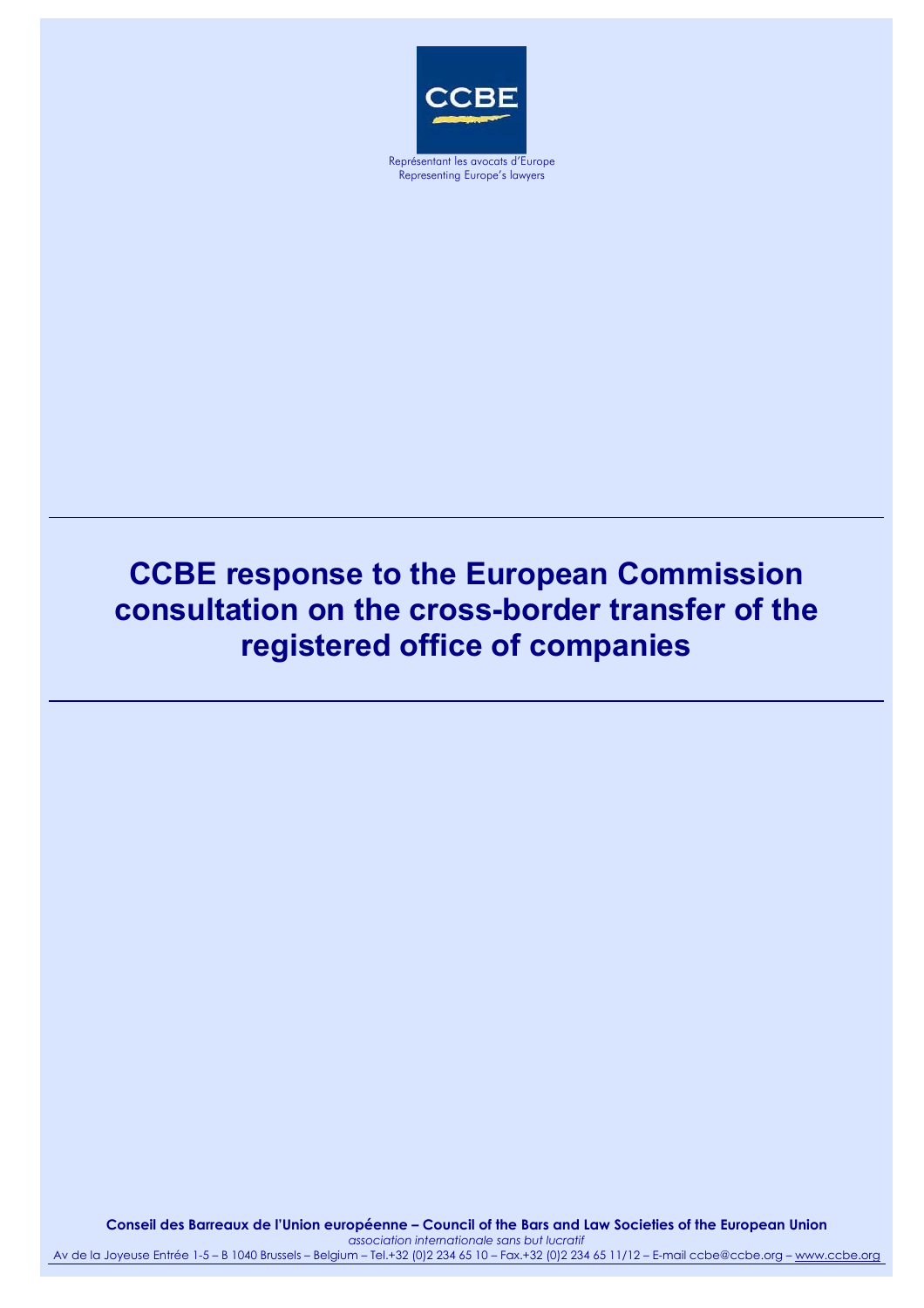Représentant les avocats d'Europe
Representing Europe's lawyers

# CCBE response to the European Commission consultation on the cross-border transfer of the registered office of companies

**Conseil des Barreaux de l'Union européenne – Council of the Bars and Law Societies of the European Union**
*association internationale sans but lucratif*
Av de la Joyeuse Entrée 1-5 – B 1040 Brussels – Belgium – Tel.+32 (0)2 234 65 10 – Fax.+32 (0)2 234 65 11/12 – E-mail ccbe@ccbe.org – www.ccbe.org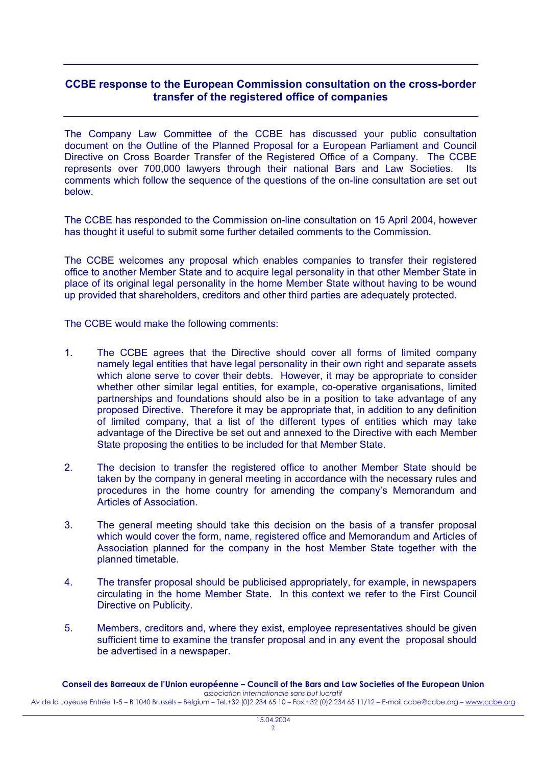**CCBE response to the European Commission consultation on the cross-border transfer of the registered office of companies**

The Company Law Committee of the CCBE has discussed your public consultation document on the Outline of the Planned Proposal for a European Parliament and Council Directive on Cross Boarder Transfer of the Registered Office of a Company. The CCBE represents over 700,000 lawyers through their national Bars and Law Societies. Its comments which follow the sequence of the questions of the on-line consultation are set out below.

The CCBE has responded to the Commission on-line consultation on 15 April 2004, however has thought it useful to submit some further detailed comments to the Commission.

The CCBE welcomes any proposal which enables companies to transfer their registered office to another Member State and to acquire legal personality in that other Member State in place of its original legal personality in the home Member State without having to be wound up provided that shareholders, creditors and other third parties are adequately protected.

The CCBE would make the following comments:

1. The CCBE agrees that the Directive should cover all forms of limited company namely legal entities that have legal personality in their own right and separate assets which alone serve to cover their debts. However, it may be appropriate to consider whether other similar legal entities, for example, co-operative organisations, limited partnerships and foundations should also be in a position to take advantage of any proposed Directive. Therefore it may be appropriate that, in addition to any definition of limited company, that a list of the different types of entities which may take advantage of the Directive be set out and annexed to the Directive with each Member State proposing the entities to be included for that Member State.

2. The decision to transfer the registered office to another Member State should be taken by the company in general meeting in accordance with the necessary rules and procedures in the home country for amending the company's Memorandum and Articles of Association.

3. The general meeting should take this decision on the basis of a transfer proposal which would cover the form, name, registered office and Memorandum and Articles of Association planned for the company in the host Member State together with the planned timetable.

4. The transfer proposal should be publicised appropriately, for example, in newspapers circulating in the home Member State. In this context we refer to the First Council Directive on Publicity.

5. Members, creditors and, where they exist, employee representatives should be given sufficient time to examine the transfer proposal and in any event the proposal should be advertised in a newspaper.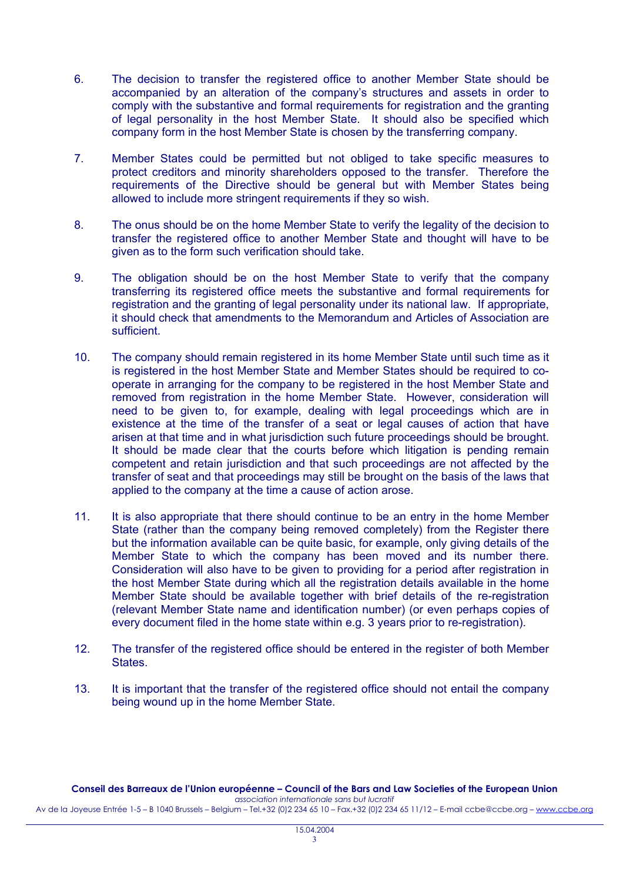6. The decision to transfer the registered office to another Member State should be accompanied by an alteration of the company's structures and assets in order to comply with the substantive and formal requirements for registration and the granting of legal personality in the host Member State. It should also be specified which company form in the host Member State is chosen by the transferring company.

7. Member States could be permitted but not obliged to take specific measures to protect creditors and minority shareholders opposed to the transfer. Therefore the requirements of the Directive should be general but with Member States being allowed to include more stringent requirements if they so wish.

8. The onus should be on the home Member State to verify the legality of the decision to transfer the registered office to another Member State and thought will have to be given as to the form such verification should take.

9. The obligation should be on the host Member State to verify that the company transferring its registered office meets the substantive and formal requirements for registration and the granting of legal personality under its national law. If appropriate, it should check that amendments to the Memorandum and Articles of Association are sufficient.

10. The company should remain registered in its home Member State until such time as it is registered in the host Member State and Member States should be required to co-operate in arranging for the company to be registered in the host Member State and removed from registration in the home Member State. However, consideration will need to be given to, for example, dealing with legal proceedings which are in existence at the time of the transfer of a seat or legal causes of action that have arisen at that time and in what jurisdiction such future proceedings should be brought. It should be made clear that the courts before which litigation is pending remain competent and retain jurisdiction and that such proceedings are not affected by the transfer of seat and that proceedings may still be brought on the basis of the laws that applied to the company at the time a cause of action arose.

11. It is also appropriate that there should continue to be an entry in the home Member State (rather than the company being removed completely) from the Register there but the information available can be quite basic, for example, only giving details of the Member State to which the company has been moved and its number there. Consideration will also have to be given to providing for a period after registration in the host Member State during which all the registration details available in the home Member State should be available together with brief details of the re-registration (relevant Member State name and identification number) (or even perhaps copies of every document filed in the home state within e.g. 3 years prior to re-registration).

12. The transfer of the registered office should be entered in the register of both Member States.

13. It is important that the transfer of the registered office should not entail the company being wound up in the home Member State.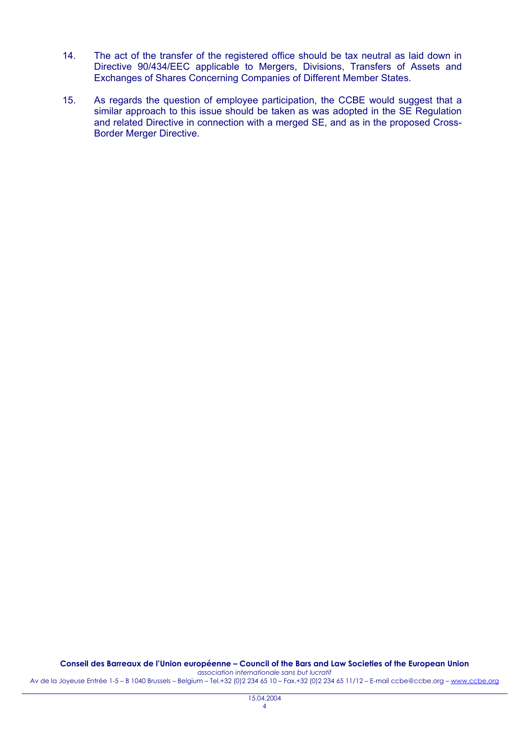14. The act of the transfer of the registered office should be tax neutral as laid down in Directive 90/434/EEC applicable to Mergers, Divisions, Transfers of Assets and Exchanges of Shares Concerning Companies of Different Member States.

15. As regards the question of employee participation, the CCBE would suggest that a similar approach to this issue should be taken as was adopted in the SE Regulation and related Directive in connection with a merged SE, and as in the proposed Cross-Border Merger Directive.